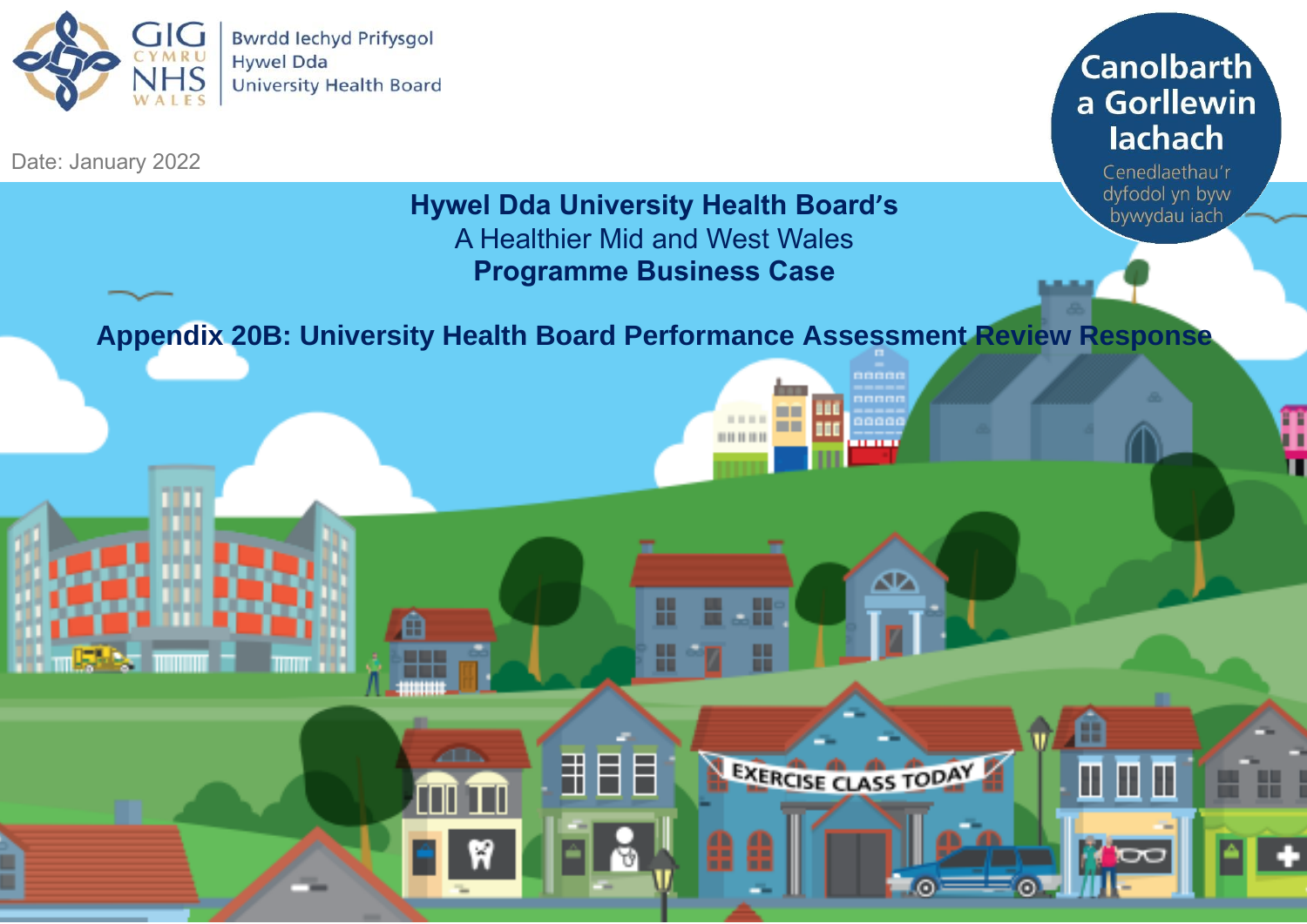GIG CYMRU NHS WALES | Bwrdd Iechyd Prifysgol Hywel Dda University Health Board

Canolbarth a Gorllewin Iachach

Cenedlaethau'r dyfodol yn byw bywydau iach

Date: January 2022

# Hywel Dda University Health Board's

A Healthier Mid and West Wales

**Programme Business Case**

## Appendix 20B: University Health Board Performance Assessment Review Response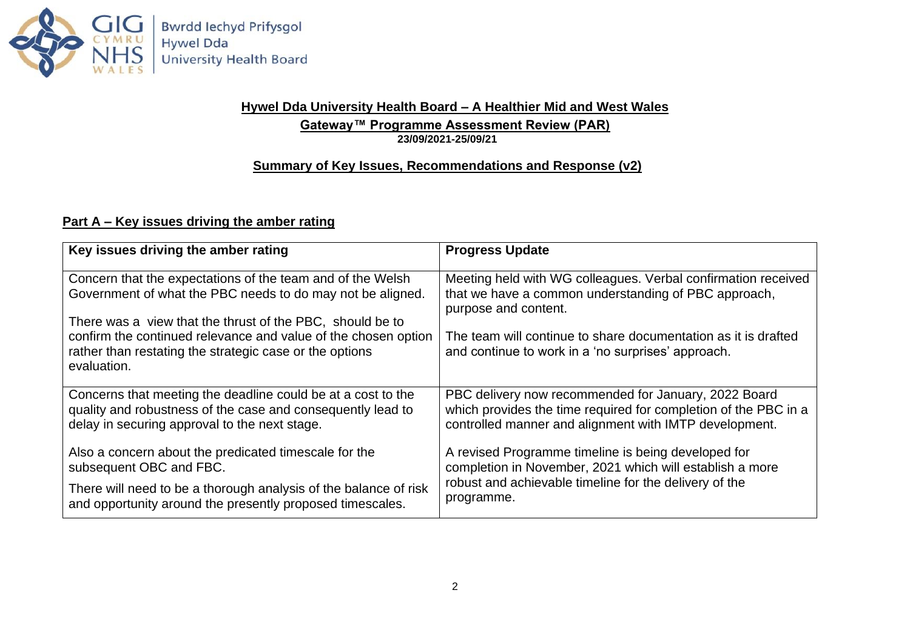**Hywel Dda University Health Board – A Healthier Mid and West Wales**

**Gateway™ Programme Assessment Review (PAR)**

**23/09/2021-25/09/21**

**Summary of Key Issues, Recommendations and Response (v2)**

## Part A – Key issues driving the amber rating

| Key issues driving the amber rating | Progress Update |
|---|---|
| Concern that the expectations of the team and of the Welsh Government of what the PBC needs to do may not be aligned.<br><br>There was a view that the thrust of the PBC, should be to confirm the continued relevance and value of the chosen option rather than restating the strategic case or the options evaluation. | Meeting held with WG colleagues. Verbal confirmation received that we have a common understanding of PBC approach, purpose and content.<br><br>The team will continue to share documentation as it is drafted and continue to work in a 'no surprises' approach. |
| Concerns that meeting the deadline could be at a cost to the quality and robustness of the case and consequently lead to delay in securing approval to the next stage.<br><br>Also a concern about the predicated timescale for the subsequent OBC and FBC.<br><br>There will need to be a thorough analysis of the balance of risk and opportunity around the presently proposed timescales. | PBC delivery now recommended for January, 2022 Board which provides the time required for completion of the PBC in a controlled manner and alignment with IMTP development.<br><br>A revised Programme timeline is being developed for completion in November, 2021 which will establish a more robust and achievable timeline for the delivery of the programme. |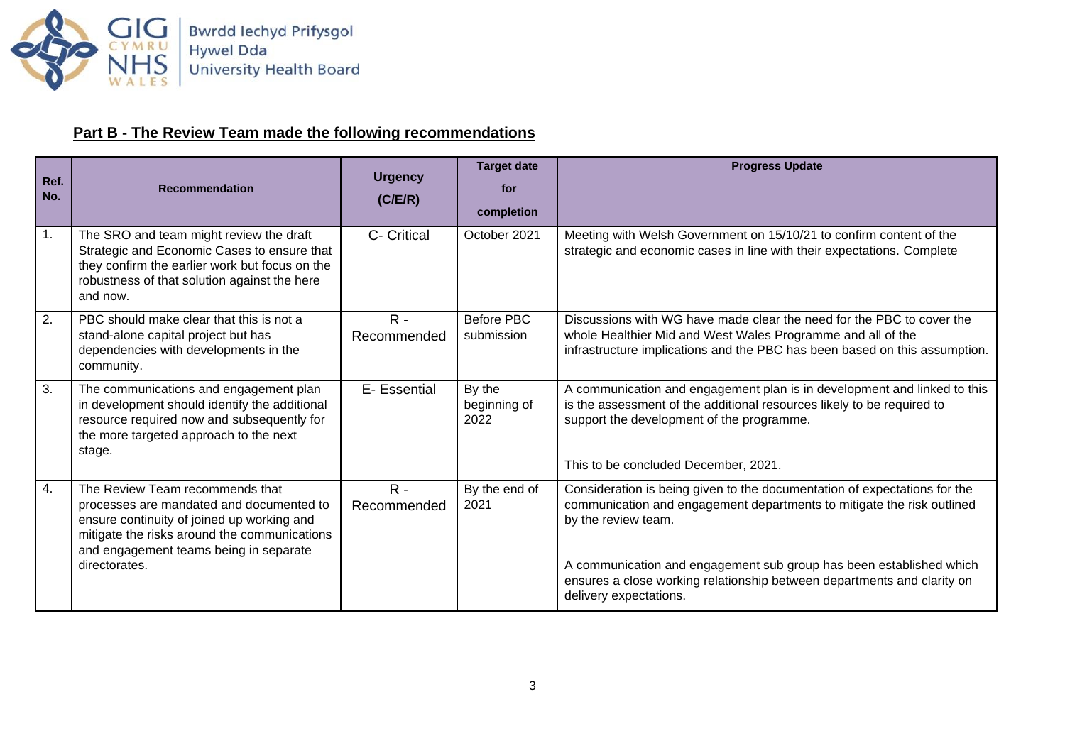## Part B - The Review Team made the following recommendations

| Ref. No. | Recommendation | Urgency (C/E/R) | Target date for completion | Progress Update |
|---|---|---|---|---|
| 1. | The SRO and team might review the draft Strategic and Economic Cases to ensure that they confirm the earlier work but focus on the robustness of that solution against the here and now. | C- Critical | October 2021 | Meeting with Welsh Government on 15/10/21 to confirm content of the strategic and economic cases in line with their expectations. Complete |
| 2. | PBC should make clear that this is not a stand-alone capital project but has dependencies with developments in the community. | R - Recommended | Before PBC submission | Discussions with WG have made clear the need for the PBC to cover the whole Healthier Mid and West Wales Programme and all of the infrastructure implications and the PBC has been based on this assumption. |
| 3. | The communications and engagement plan in development should identify the additional resource required now and subsequently for the more targeted approach to the next stage. | E- Essential | By the beginning of 2022 | A communication and engagement plan is in development and linked to this is the assessment of the additional resources likely to be required to support the development of the programme.<br><br>This to be concluded December, 2021. |
| 4. | The Review Team recommends that processes are mandated and documented to ensure continuity of joined up working and mitigate the risks around the communications and engagement teams being in separate directorates. | R - Recommended | By the end of 2021 | Consideration is being given to the documentation of expectations for the communication and engagement departments to mitigate the risk outlined by the review team.<br><br>A communication and engagement sub group has been established which ensures a close working relationship between departments and clarity on delivery expectations. |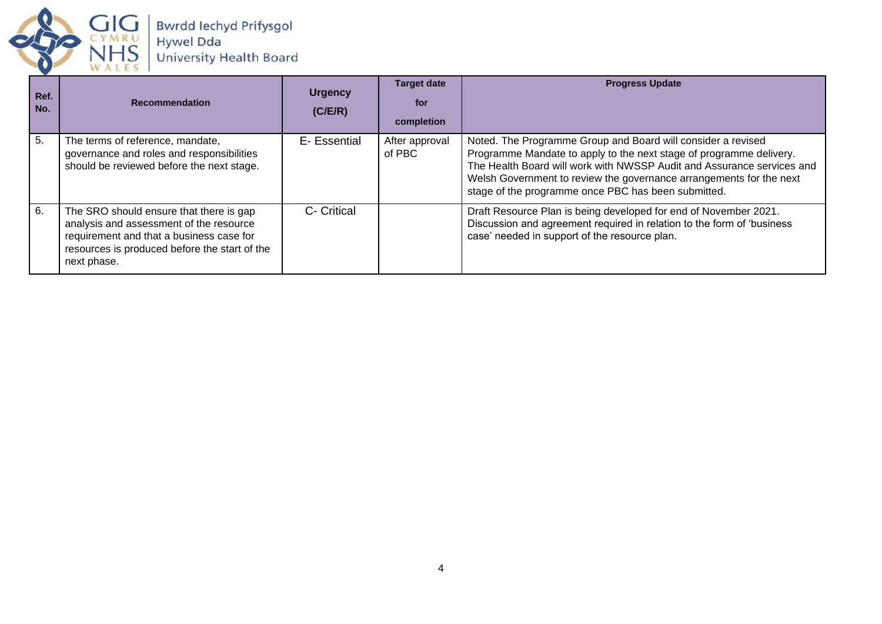| Ref. No. | Recommendation | Urgency (C/E/R) | Target date for completion | Progress Update |
|---|---|---|---|---|
| 5. | The terms of reference, mandate, governance and roles and responsibilities should be reviewed before the next stage. | E- Essential | After approval of PBC | Noted. The Programme Group and Board will consider a revised Programme Mandate to apply to the next stage of programme delivery. The Health Board will work with NWSSP Audit and Assurance services and Welsh Government to review the governance arrangements for the next stage of the programme once PBC has been submitted. |
| 6. | The SRO should ensure that there is gap analysis and assessment of the resource requirement and that a business case for resources is produced before the start of the next phase. | C- Critical | | Draft Resource Plan is being developed for end of November 2021. Discussion and agreement required in relation to the form of 'business case' needed in support of the resource plan. |